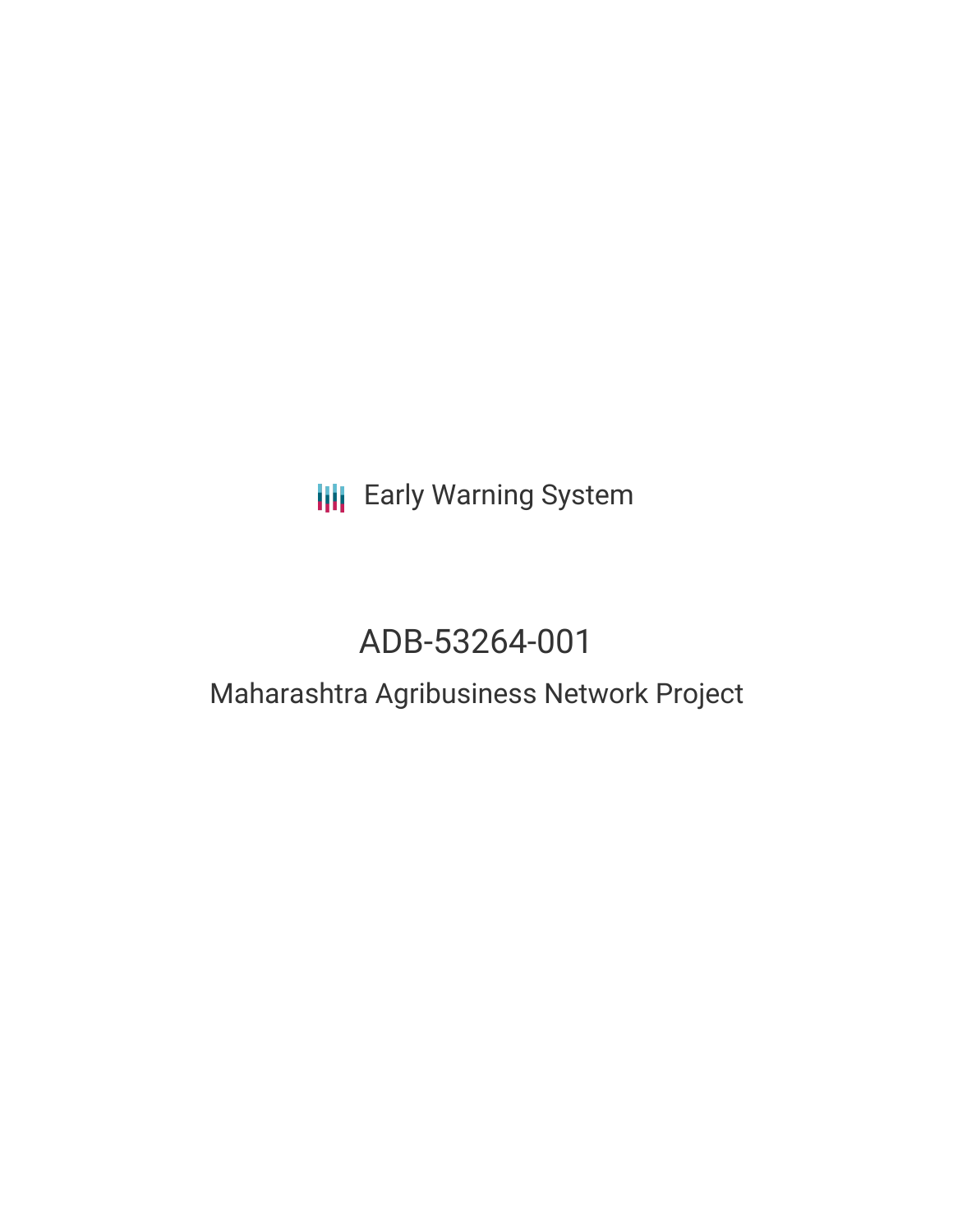Early Warning System

# ADB-53264-001

## Maharashtra Agribusiness Network Project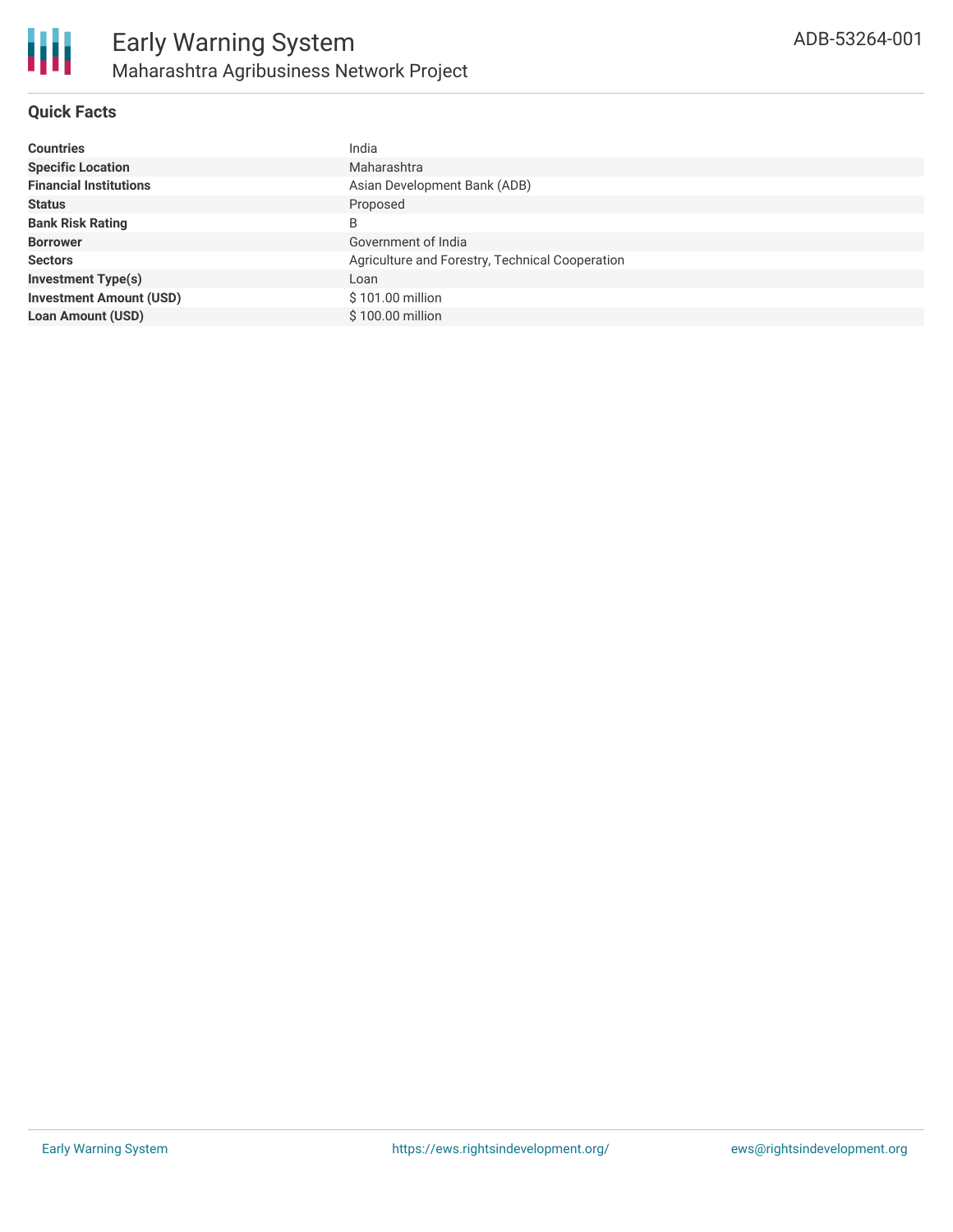# Early Warning System

## Maharashtra Agribusiness Network Project

ADB-53264-001

### Quick Facts

| | |
|---|---|
| **Countries** | India |
| **Specific Location** | Maharashtra |
| **Financial Institutions** | Asian Development Bank (ADB) |
| **Status** | Proposed |
| **Bank Risk Rating** | B |
| **Borrower** | Government of India |
| **Sectors** | Agriculture and Forestry, Technical Cooperation |
| **Investment Type(s)** | Loan |
| **Investment Amount (USD)** | $ 101.00 million |
| **Loan Amount (USD)** | $ 100.00 million |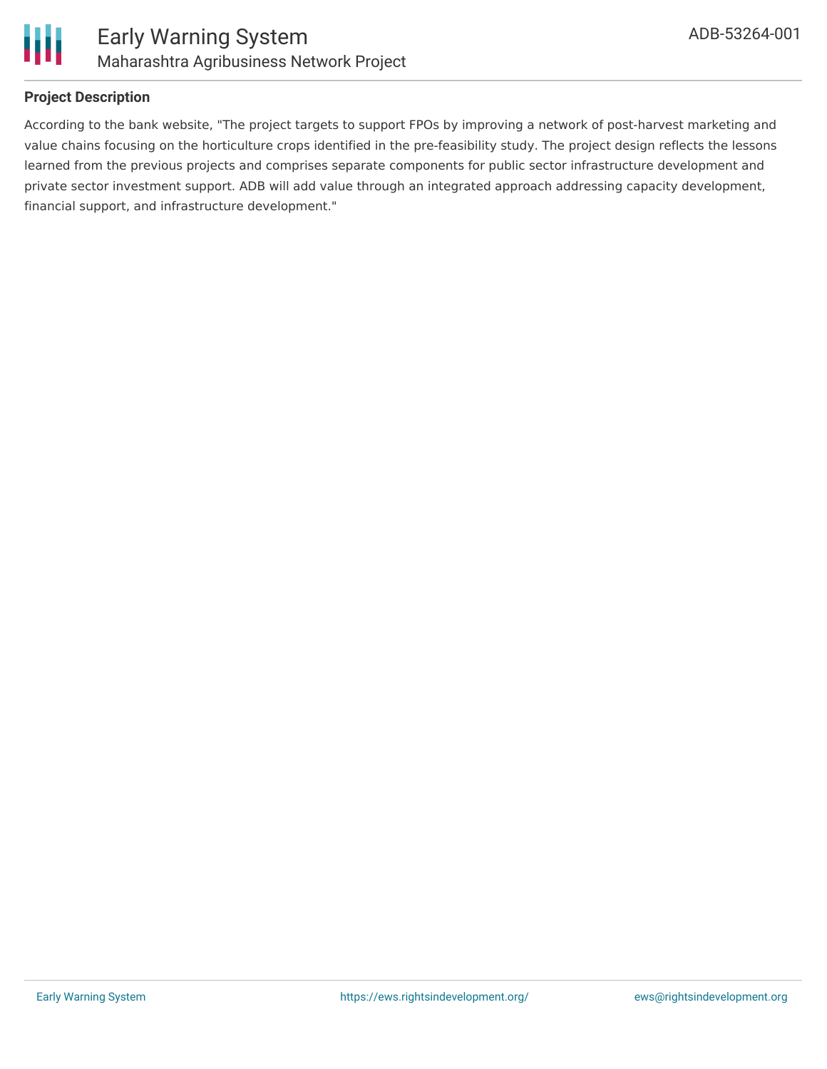**Project Description**

According to the bank website, "The project targets to support FPOs by improving a network of post-harvest marketing and value chains focusing on the horticulture crops identified in the pre-feasibility study. The project design reflects the lessons learned from the previous projects and comprises separate components for public sector infrastructure development and private sector investment support. ADB will add value through an integrated approach addressing capacity development, financial support, and infrastructure development."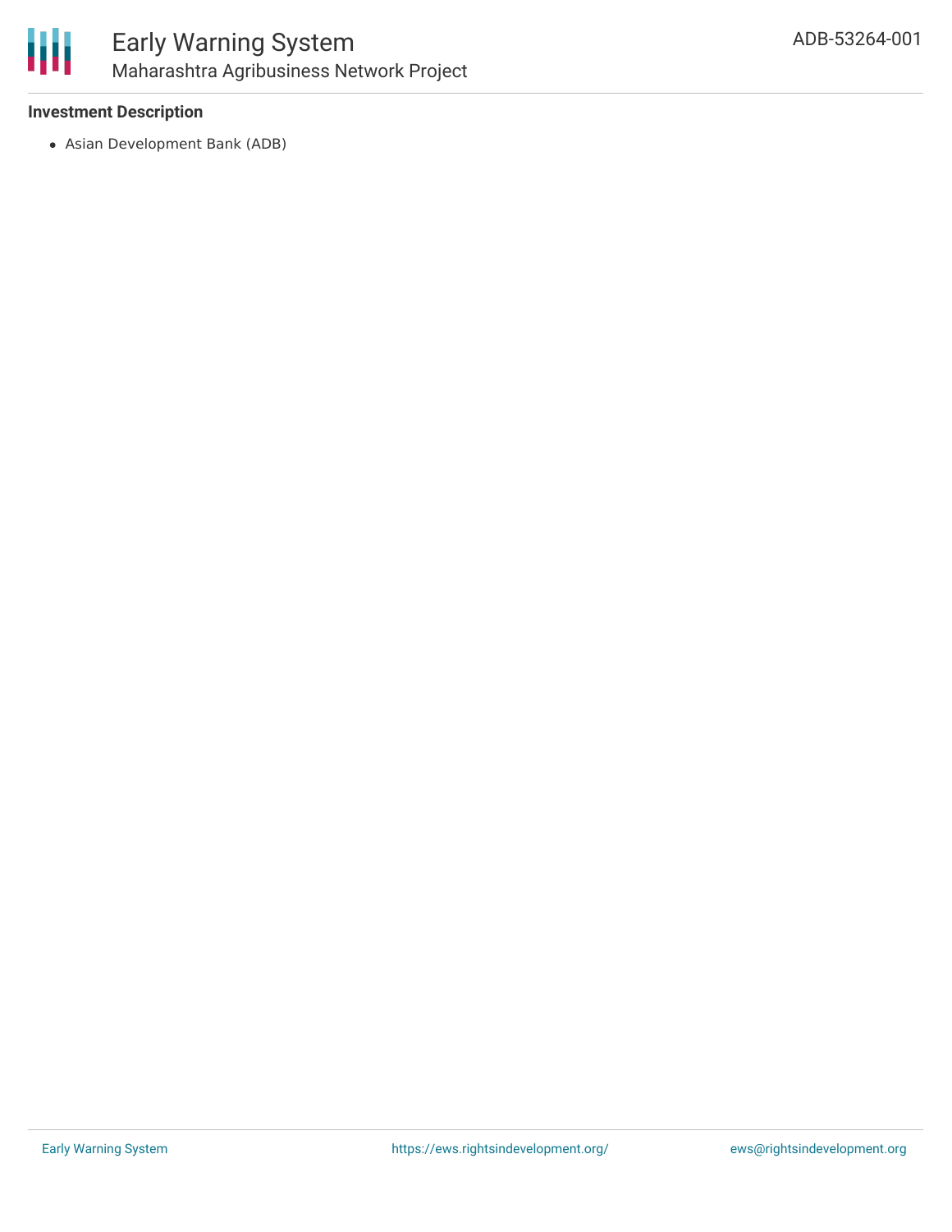### Investment Description

- Asian Development Bank (ADB)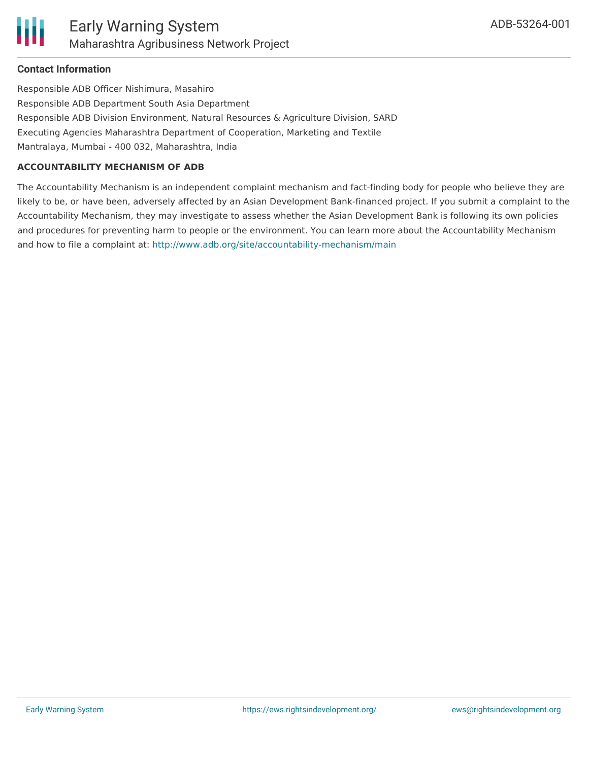### Contact Information

Responsible ADB Officer Nishimura, Masahiro

Responsible ADB Department South Asia Department

Responsible ADB Division Environment, Natural Resources & Agriculture Division, SARD

Executing Agencies Maharashtra Department of Cooperation, Marketing and Textile

Mantralaya, Mumbai - 400 032, Maharashtra, India

#### ACCOUNTABILITY MECHANISM OF ADB

The Accountability Mechanism is an independent complaint mechanism and fact-finding body for people who believe they are likely to be, or have been, adversely affected by an Asian Development Bank-financed project. If you submit a complaint to the Accountability Mechanism, they may investigate to assess whether the Asian Development Bank is following its own policies and procedures for preventing harm to people or the environment. You can learn more about the Accountability Mechanism and how to file a complaint at: http://www.adb.org/site/accountability-mechanism/main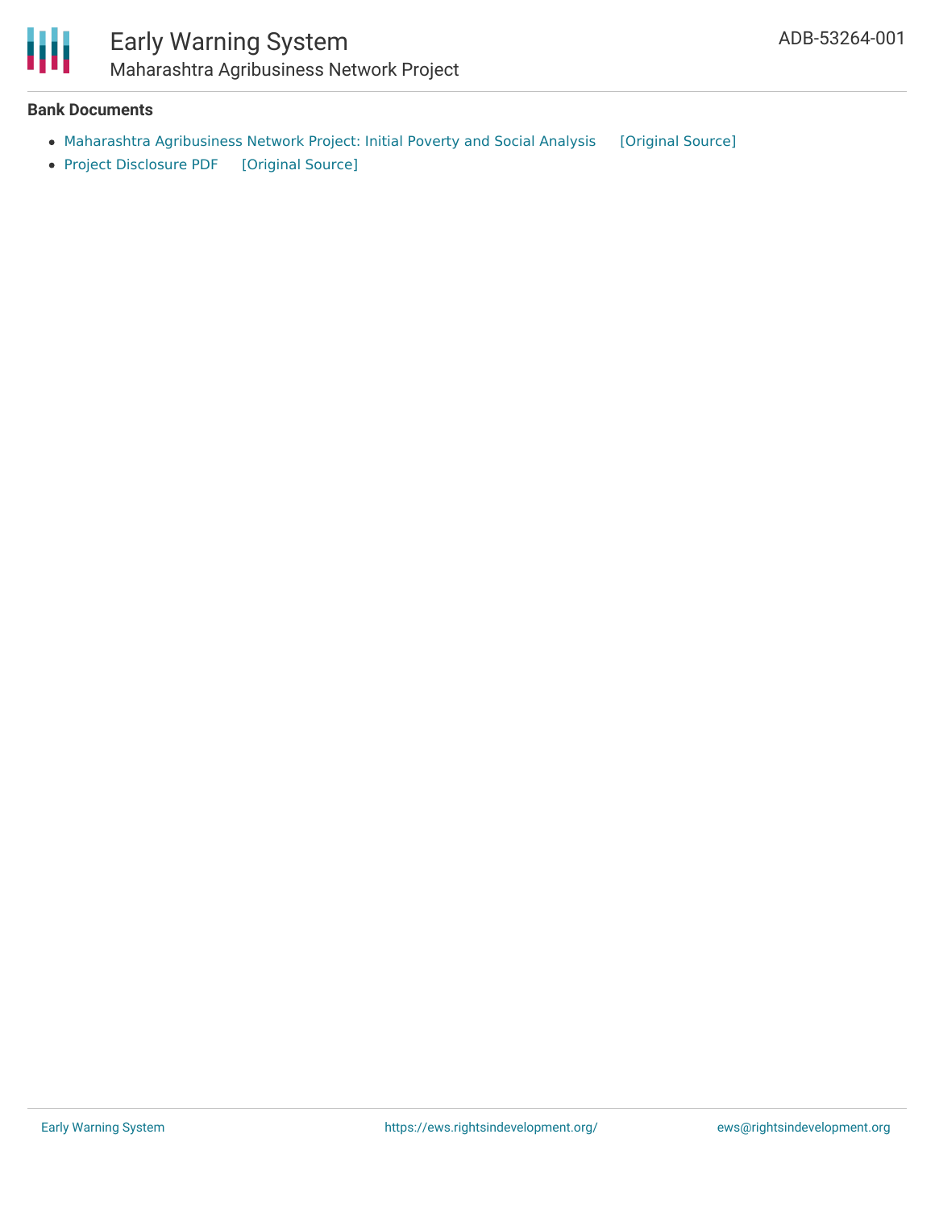**Bank Documents**

- Maharashtra Agribusiness Network Project: Initial Poverty and Social Analysis [Original Source]
- Project Disclosure PDF [Original Source]